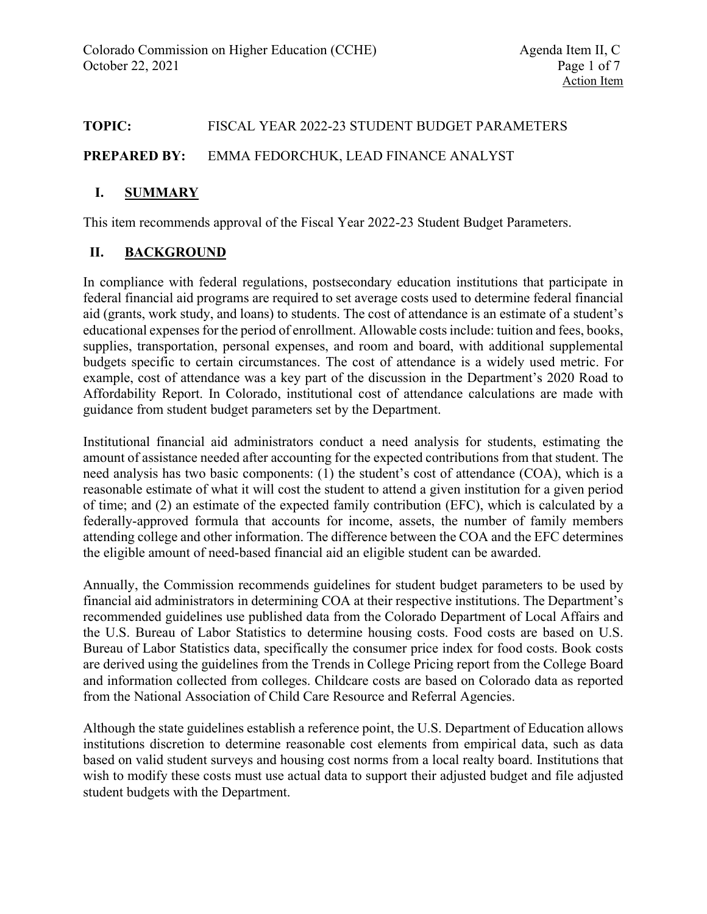**TOPIC:** FISCAL YEAR 2022-23 STUDENT BUDGET PARAMETERS

**PREPARED BY:** EMMA FEDORCHUK, LEAD FINANCE ANALYST

## I. SUMMARY

This item recommends approval of the Fiscal Year 2022-23 Student Budget Parameters.

## II. BACKGROUND

In compliance with federal regulations, postsecondary education institutions that participate in federal financial aid programs are required to set average costs used to determine federal financial aid (grants, work study, and loans) to students. The cost of attendance is an estimate of a student's educational expenses for the period of enrollment. Allowable costs include: tuition and fees, books, supplies, transportation, personal expenses, and room and board, with additional supplemental budgets specific to certain circumstances. The cost of attendance is a widely used metric. For example, cost of attendance was a key part of the discussion in the Department's 2020 Road to Affordability Report. In Colorado, institutional cost of attendance calculations are made with guidance from student budget parameters set by the Department.

Institutional financial aid administrators conduct a need analysis for students, estimating the amount of assistance needed after accounting for the expected contributions from that student. The need analysis has two basic components: (1) the student's cost of attendance (COA), which is a reasonable estimate of what it will cost the student to attend a given institution for a given period of time; and (2) an estimate of the expected family contribution (EFC), which is calculated by a federally-approved formula that accounts for income, assets, the number of family members attending college and other information. The difference between the COA and the EFC determines the eligible amount of need-based financial aid an eligible student can be awarded.

Annually, the Commission recommends guidelines for student budget parameters to be used by financial aid administrators in determining COA at their respective institutions. The Department's recommended guidelines use published data from the Colorado Department of Local Affairs and the U.S. Bureau of Labor Statistics to determine housing costs. Food costs are based on U.S. Bureau of Labor Statistics data, specifically the consumer price index for food costs. Book costs are derived using the guidelines from the Trends in College Pricing report from the College Board and information collected from colleges. Childcare costs are based on Colorado data as reported from the National Association of Child Care Resource and Referral Agencies.

Although the state guidelines establish a reference point, the U.S. Department of Education allows institutions discretion to determine reasonable cost elements from empirical data, such as data based on valid student surveys and housing cost norms from a local realty board. Institutions that wish to modify these costs must use actual data to support their adjusted budget and file adjusted student budgets with the Department.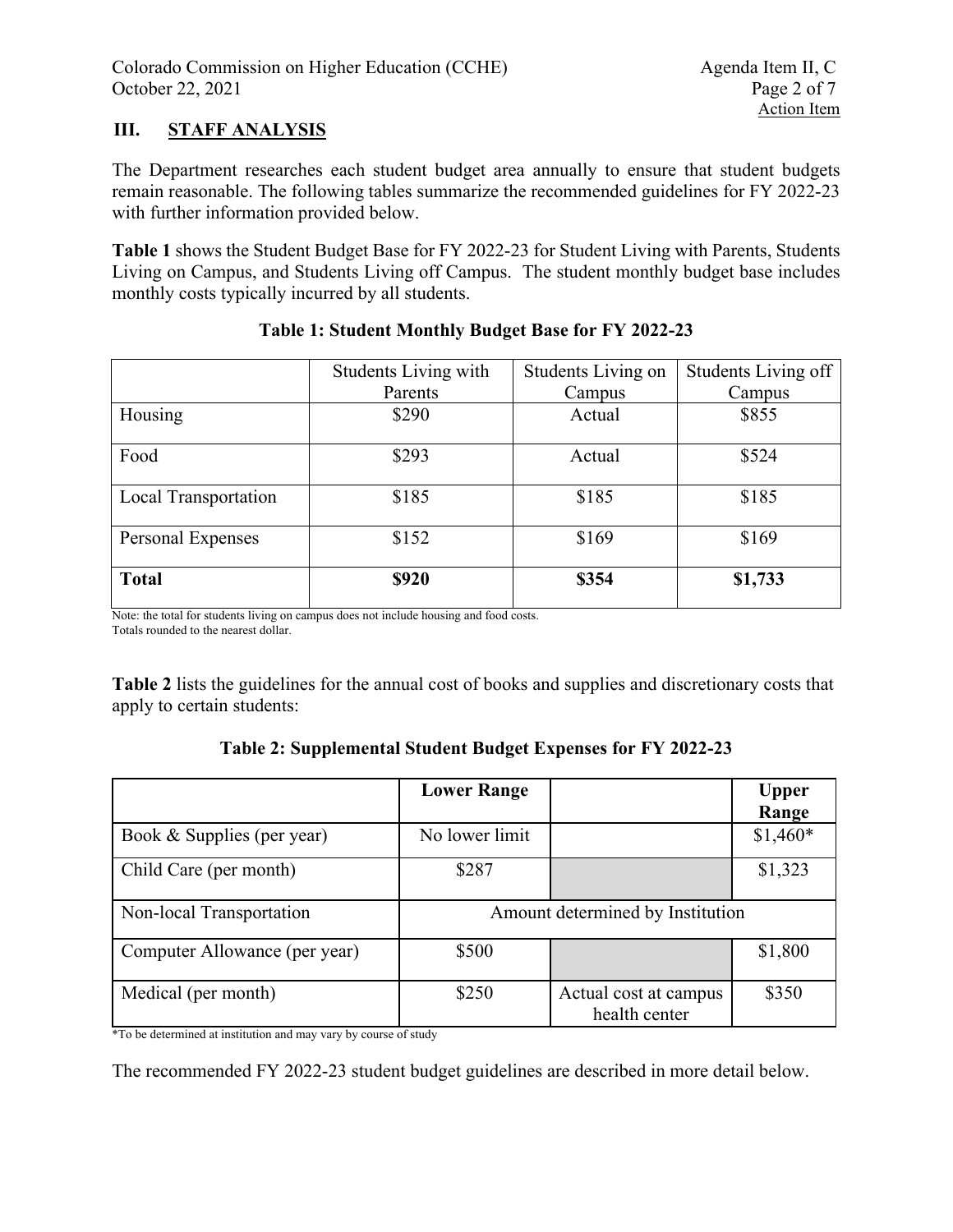## III. STAFF ANALYSIS

The Department researches each student budget area annually to ensure that student budgets remain reasonable. The following tables summarize the recommended guidelines for FY 2022-23 with further information provided below.

**Table 1** shows the Student Budget Base for FY 2022-23 for Student Living with Parents, Students Living on Campus, and Students Living off Campus. The student monthly budget base includes monthly costs typically incurred by all students.

**Table 1: Student Monthly Budget Base for FY 2022-23**

| | Students Living with Parents | Students Living on Campus | Students Living off Campus |
|---|---|---|---|
| Housing | $290 | Actual | $855 |
| Food | $293 | Actual | $524 |
| Local Transportation | $185 | $185 | $185 |
| Personal Expenses | $152 | $169 | $169 |
| **Total** | **$920** | **$354** | **$1,733** |

Note: the total for students living on campus does not include housing and food costs.
Totals rounded to the nearest dollar.

**Table 2** lists the guidelines for the annual cost of books and supplies and discretionary costs that apply to certain students:

**Table 2: Supplemental Student Budget Expenses for FY 2022-23**

| | **Lower Range** | | **Upper Range** |
|---|---|---|---|
| Book & Supplies (per year) | No lower limit | | $1,460* |
| Child Care (per month) | $287 | | $1,323 |
| Non-local Transportation | Amount determined by Institution | | |
| Computer Allowance (per year) | $500 | | $1,800 |
| Medical (per month) | $250 | Actual cost at campus health center | $350 |

*To be determined at institution and may vary by course of study

The recommended FY 2022-23 student budget guidelines are described in more detail below.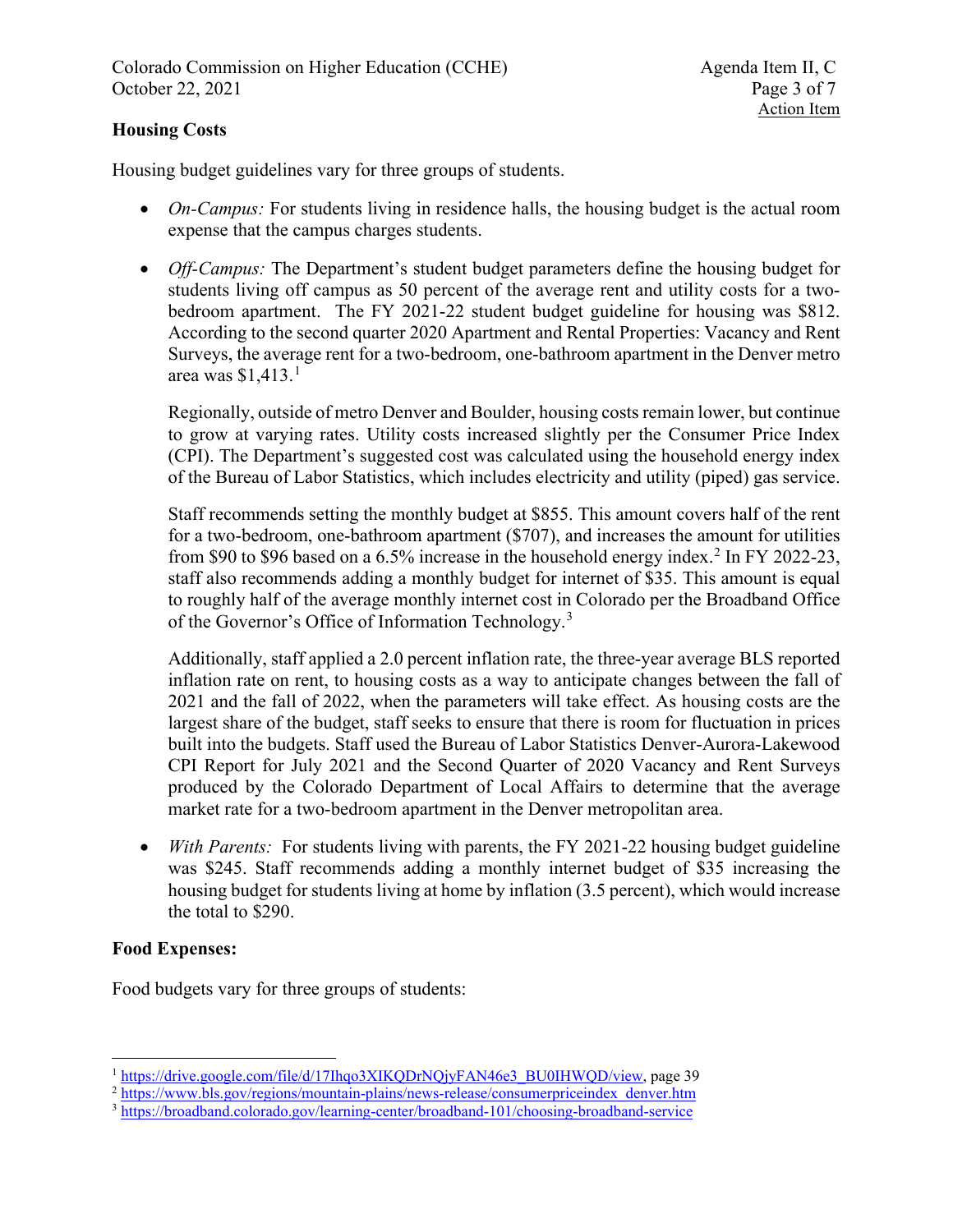## Housing Costs

Housing budget guidelines vary for three groups of students.

- *On-Campus:* For students living in residence halls, the housing budget is the actual room expense that the campus charges students.
- *Off-Campus:* The Department's student budget parameters define the housing budget for students living off campus as 50 percent of the average rent and utility costs for a two-bedroom apartment. The FY 2021-22 student budget guideline for housing was $812. According to the second quarter 2020 Apartment and Rental Properties: Vacancy and Rent Surveys, the average rent for a two-bedroom, one-bathroom apartment in the Denver metro area was $1,413.[1]

  Regionally, outside of metro Denver and Boulder, housing costs remain lower, but continue to grow at varying rates. Utility costs increased slightly per the Consumer Price Index (CPI). The Department's suggested cost was calculated using the household energy index of the Bureau of Labor Statistics, which includes electricity and utility (piped) gas service.

  Staff recommends setting the monthly budget at $855. This amount covers half of the rent for a two-bedroom, one-bathroom apartment ($707), and increases the amount for utilities from $90 to $96 based on a 6.5% increase in the household energy index.[2] In FY 2022-23, staff also recommends adding a monthly budget for internet of $35. This amount is equal to roughly half of the average monthly internet cost in Colorado per the Broadband Office of the Governor's Office of Information Technology.[3]

  Additionally, staff applied a 2.0 percent inflation rate, the three-year average BLS reported inflation rate on rent, to housing costs as a way to anticipate changes between the fall of 2021 and the fall of 2022, when the parameters will take effect. As housing costs are the largest share of the budget, staff seeks to ensure that there is room for fluctuation in prices built into the budgets. Staff used the Bureau of Labor Statistics Denver-Aurora-Lakewood CPI Report for July 2021 and the Second Quarter of 2020 Vacancy and Rent Surveys produced by the Colorado Department of Local Affairs to determine that the average market rate for a two-bedroom apartment in the Denver metropolitan area.
- *With Parents:* For students living with parents, the FY 2021-22 housing budget guideline was $245. Staff recommends adding a monthly internet budget of $35 increasing the housing budget for students living at home by inflation (3.5 percent), which would increase the total to $290.

## Food Expenses:

Food budgets vary for three groups of students:

---

[1] https://drive.google.com/file/d/17lhqo3XIKQDrNQjyFAN46e3_BU0IHWQD/view, page 39

[2] https://www.bls.gov/regions/mountain-plains/news-release/consumerpriceindex_denver.htm

[3] https://broadband.colorado.gov/learning-center/broadband-101/choosing-broadband-service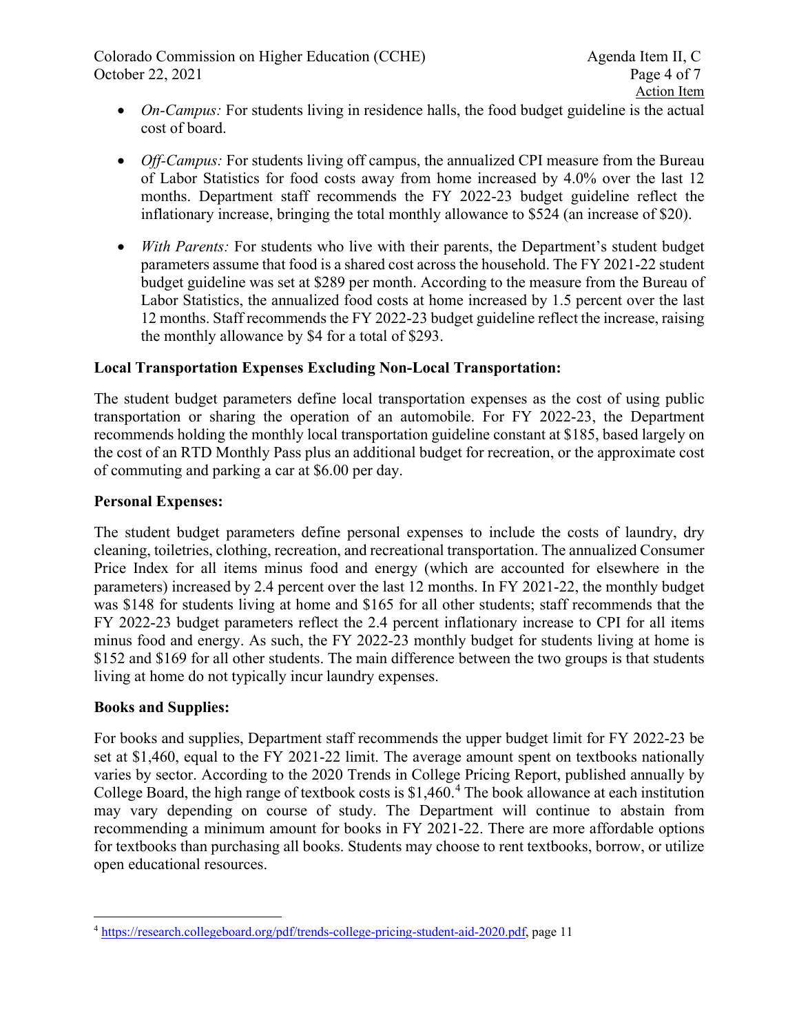- *On-Campus:* For students living in residence halls, the food budget guideline is the actual cost of board.

- *Off-Campus:* For students living off campus, the annualized CPI measure from the Bureau of Labor Statistics for food costs away from home increased by 4.0% over the last 12 months. Department staff recommends the FY 2022-23 budget guideline reflect the inflationary increase, bringing the total monthly allowance to $524 (an increase of $20).

- *With Parents:* For students who live with their parents, the Department's student budget parameters assume that food is a shared cost across the household. The FY 2021-22 student budget guideline was set at $289 per month. According to the measure from the Bureau of Labor Statistics, the annualized food costs at home increased by 1.5 percent over the last 12 months. Staff recommends the FY 2022-23 budget guideline reflect the increase, raising the monthly allowance by $4 for a total of $293.

**Local Transportation Expenses Excluding Non-Local Transportation:**

The student budget parameters define local transportation expenses as the cost of using public transportation or sharing the operation of an automobile. For FY 2022-23, the Department recommends holding the monthly local transportation guideline constant at $185, based largely on the cost of an RTD Monthly Pass plus an additional budget for recreation, or the approximate cost of commuting and parking a car at $6.00 per day.

**Personal Expenses:**

The student budget parameters define personal expenses to include the costs of laundry, dry cleaning, toiletries, clothing, recreation, and recreational transportation. The annualized Consumer Price Index for all items minus food and energy (which are accounted for elsewhere in the parameters) increased by 2.4 percent over the last 12 months. In FY 2021-22, the monthly budget was $148 for students living at home and $165 for all other students; staff recommends that the FY 2022-23 budget parameters reflect the 2.4 percent inflationary increase to CPI for all items minus food and energy. As such, the FY 2022-23 monthly budget for students living at home is $152 and $169 for all other students. The main difference between the two groups is that students living at home do not typically incur laundry expenses.

**Books and Supplies:**

For books and supplies, Department staff recommends the upper budget limit for FY 2022-23 be set at $1,460, equal to the FY 2021-22 limit. The average amount spent on textbooks nationally varies by sector. According to the 2020 Trends in College Pricing Report, published annually by College Board, the high range of textbook costs is $1,460.[4] The book allowance at each institution may vary depending on course of study. The Department will continue to abstain from recommending a minimum amount for books in FY 2021-22. There are more affordable options for textbooks than purchasing all books. Students may choose to rent textbooks, borrow, or utilize open educational resources.

[4] https://research.collegeboard.org/pdf/trends-college-pricing-student-aid-2020.pdf, page 11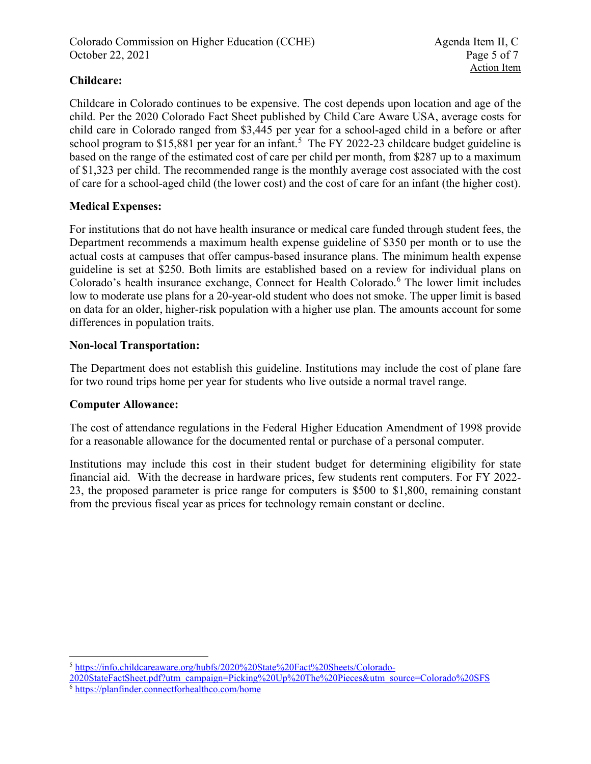**Childcare:**

Childcare in Colorado continues to be expensive. The cost depends upon location and age of the child. Per the 2020 Colorado Fact Sheet published by Child Care Aware USA, average costs for child care in Colorado ranged from $3,445 per year for a school-aged child in a before or after school program to $15,881 per year for an infant.[5] The FY 2022-23 childcare budget guideline is based on the range of the estimated cost of care per child per month, from $287 up to a maximum of $1,323 per child. The recommended range is the monthly average cost associated with the cost of care for a school-aged child (the lower cost) and the cost of care for an infant (the higher cost).

**Medical Expenses:**

For institutions that do not have health insurance or medical care funded through student fees, the Department recommends a maximum health expense guideline of $350 per month or to use the actual costs at campuses that offer campus-based insurance plans. The minimum health expense guideline is set at $250. Both limits are established based on a review for individual plans on Colorado's health insurance exchange, Connect for Health Colorado.[6] The lower limit includes low to moderate use plans for a 20-year-old student who does not smoke. The upper limit is based on data for an older, higher-risk population with a higher use plan. The amounts account for some differences in population traits.

**Non-local Transportation:**

The Department does not establish this guideline. Institutions may include the cost of plane fare for two round trips home per year for students who live outside a normal travel range.

**Computer Allowance:**

The cost of attendance regulations in the Federal Higher Education Amendment of 1998 provide for a reasonable allowance for the documented rental or purchase of a personal computer.

Institutions may include this cost in their student budget for determining eligibility for state financial aid. With the decrease in hardware prices, few students rent computers. For FY 2022-23, the proposed parameter is price range for computers is $500 to $1,800, remaining constant from the previous fiscal year as prices for technology remain constant or decline.

---

[5] https://info.childcareaware.org/hubfs/2020%20State%20Fact%20Sheets/Colorado-2020StateFactSheet.pdf?utm_campaign=Picking%20Up%20The%20Pieces&utm_source=Colorado%20SFS

[6] https://planfinder.connectforhealthco.com/home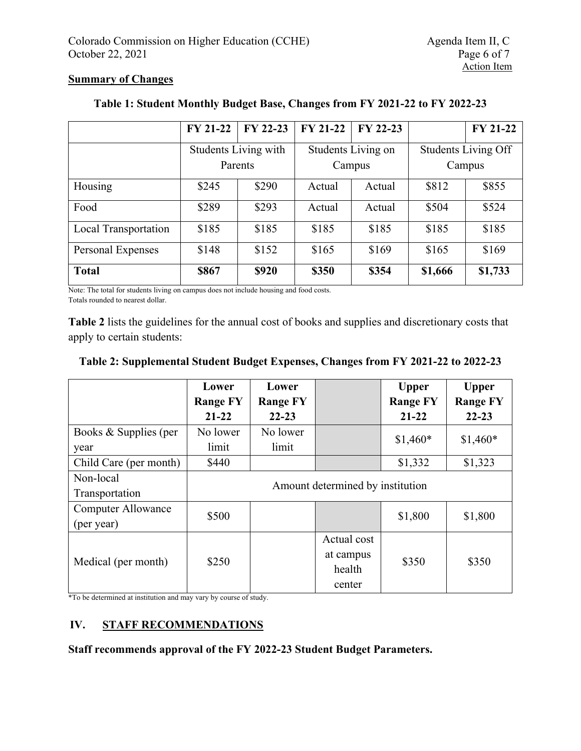**Summary of Changes**

**Table 1: Student Monthly Budget Base, Changes from FY 2021-22 to FY 2022-23**

| | FY 21-22 | FY 22-23 | FY 21-22 | FY 22-23 | | FY 21-22 |
|---|---|---|---|---|---|---|
| | Students Living with Parents | | Students Living on Campus | | Students Living Off Campus | |
| Housing | $245 | $290 | Actual | Actual | $812 | $855 |
| Food | $289 | $293 | Actual | Actual | $504 | $524 |
| Local Transportation | $185 | $185 | $185 | $185 | $185 | $185 |
| Personal Expenses | $148 | $152 | $165 | $169 | $165 | $169 |
| **Total** | **$867** | **$920** | **$350** | **$354** | **$1,666** | **$1,733** |

Note: The total for students living on campus does not include housing and food costs.
Totals rounded to nearest dollar.

**Table 2** lists the guidelines for the annual cost of books and supplies and discretionary costs that apply to certain students:

**Table 2: Supplemental Student Budget Expenses, Changes from FY 2021-22 to 2022-23**

| | Lower Range FY 21-22 | Lower Range FY 22-23 | | Upper Range FY 21-22 | Upper Range FY 22-23 |
|---|---|---|---|---|---|
| Books & Supplies (per year | No lower limit | No lower limit | | $1,460* | $1,460* |
| Child Care (per month) | $440 | | | $1,332 | $1,323 |
| Non-local Transportation | Amount determined by institution | | | | |
| Computer Allowance (per year) | $500 | | | $1,800 | $1,800 |
| Medical (per month) | $250 | | Actual cost at campus health center | $350 | $350 |

*To be determined at institution and may vary by course of study.

## IV. STAFF RECOMMENDATIONS

**Staff recommends approval of the FY 2022-23 Student Budget Parameters.**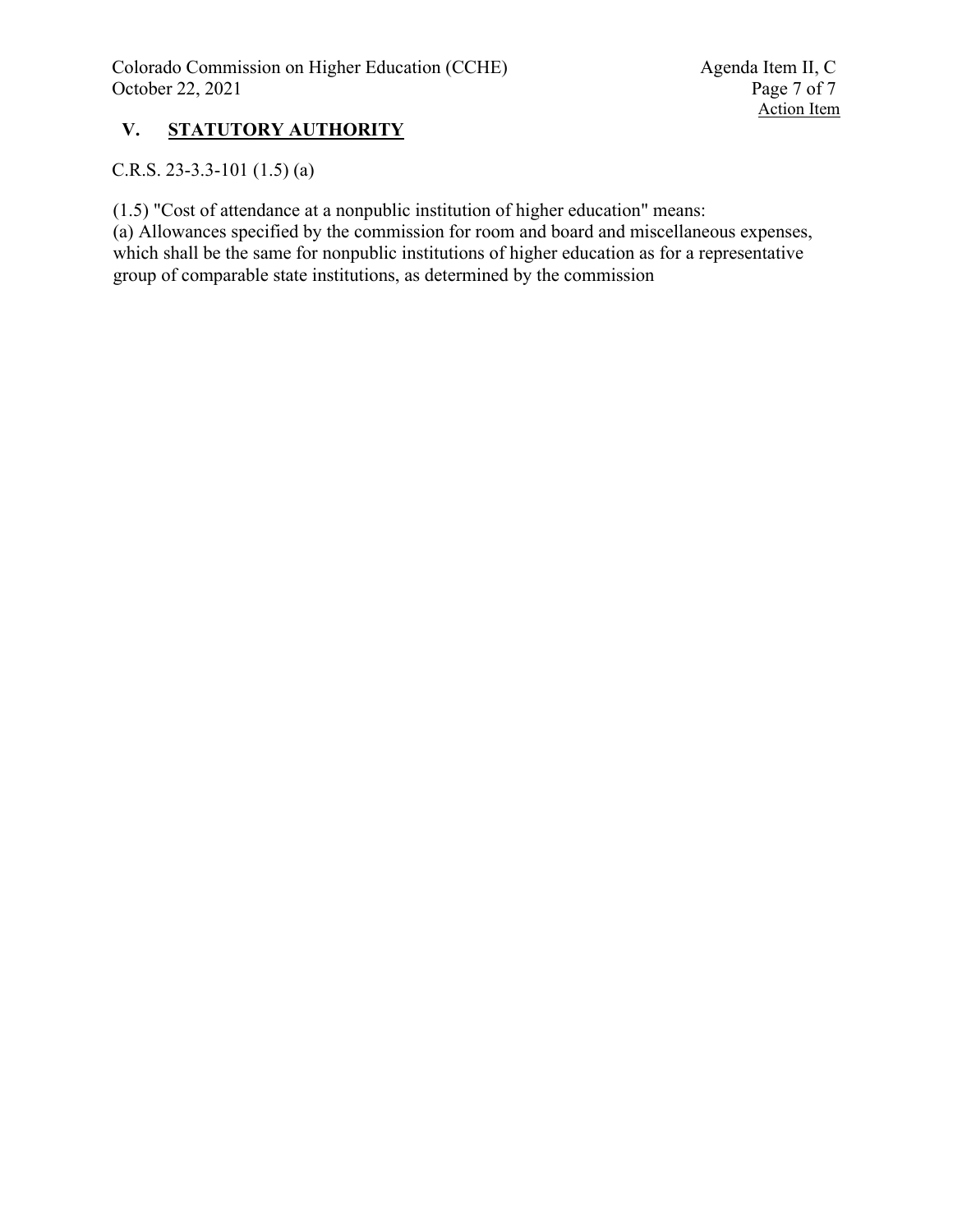## V. STATUTORY AUTHORITY

C.R.S. 23-3.3-101 (1.5) (a)

(1.5) "Cost of attendance at a nonpublic institution of higher education" means:
(a) Allowances specified by the commission for room and board and miscellaneous expenses, which shall be the same for nonpublic institutions of higher education as for a representative group of comparable state institutions, as determined by the commission